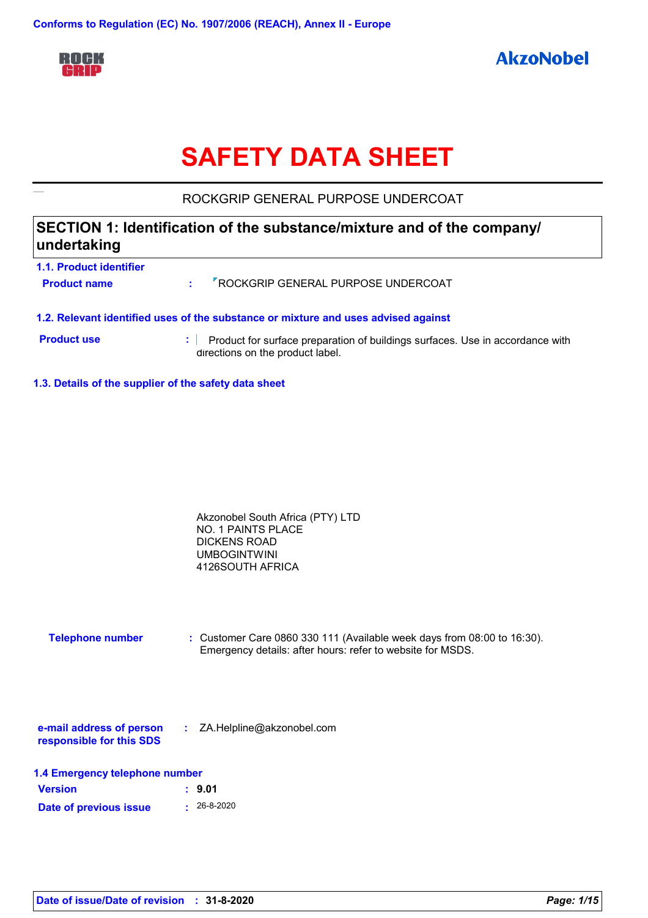Conforms to Regulation (EC) No. 1907/2006 (REACH), Annex II - Europe

ROCK GRIP

AkzoNobel

# SAFETY DATA SHEET

ROCKGRIP GENERAL PURPOSE UNDERCOAT

## SECTION 1: Identification of the substance/mixture and of the company/ undertaking

### 1.1. Product identifier

**Product name** : ROCKGRIP GENERAL PURPOSE UNDERCOAT

### 1.2. Relevant identified uses of the substance or mixture and uses advised against

**Product use** : Product for surface preparation of buildings surfaces. Use in accordance with directions on the product label.

### 1.3. Details of the supplier of the safety data sheet

Akzonobel South Africa (PTY) LTD
NO. 1 PAINTS PLACE
DICKENS ROAD
UMBOGINTWINI
4126SOUTH AFRICA

**Telephone number** : Customer Care 0860 330 111 (Available week days from 08:00 to 16:30). Emergency details: after hours: refer to website for MSDS.

**e-mail address of person responsible for this SDS** : ZA.Helpline@akzonobel.com

### 1.4 Emergency telephone number

**Version** : **9.01**

**Date of previous issue** : 26-8-2020

**Date of issue/Date of revision** : **31-8-2020**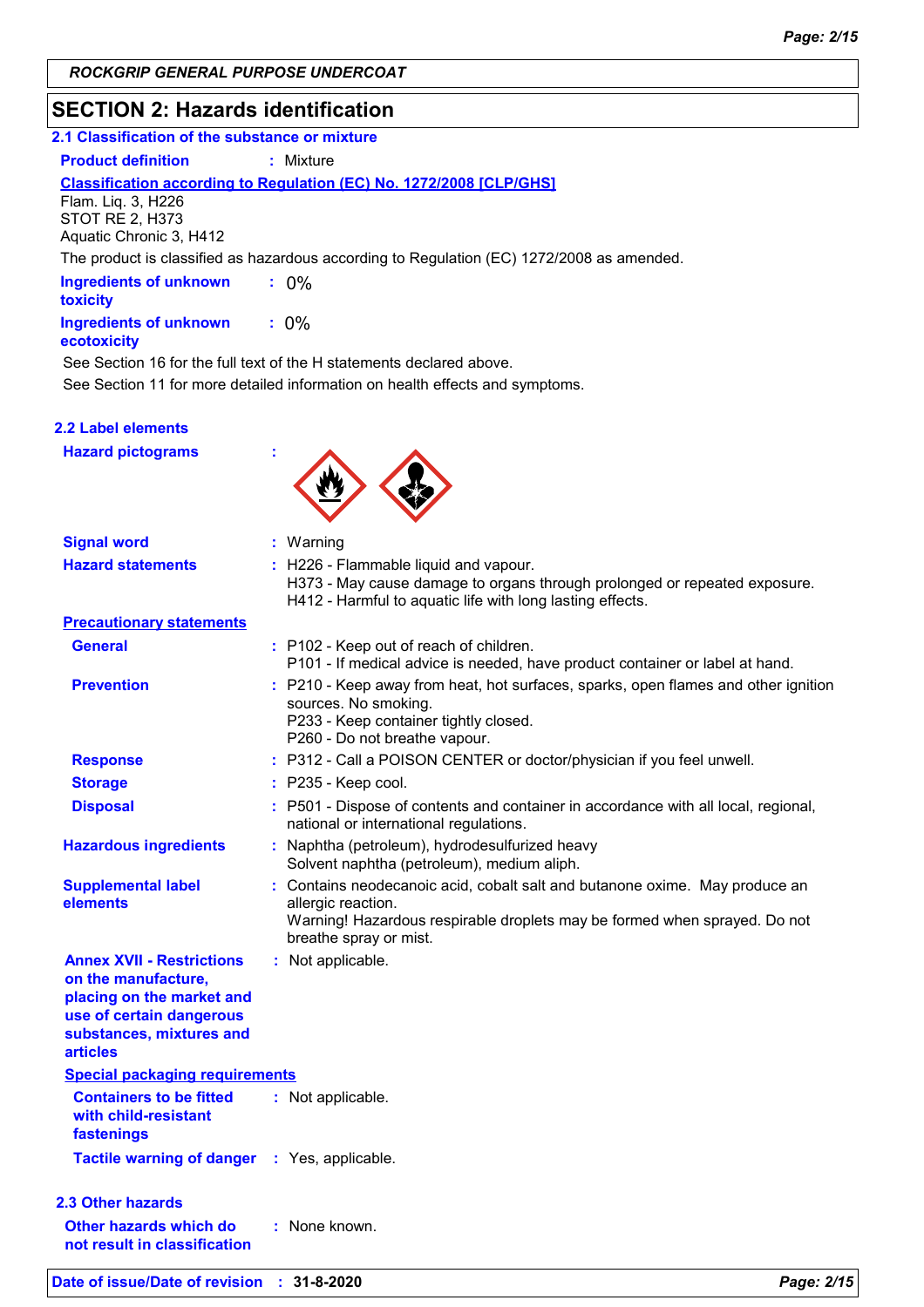ROCKGRIP GENERAL PURPOSE UNDERCOAT

## SECTION 2: Hazards identification

### 2.1 Classification of the substance or mixture

**Product definition** : Mixture

**Classification according to Regulation (EC) No. 1272/2008 [CLP/GHS]**

Flam. Liq. 3, H226
STOT RE 2, H373
Aquatic Chronic 3, H412

The product is classified as hazardous according to Regulation (EC) 1272/2008 as amended.

**Ingredients of unknown toxicity** : 0%

**Ingredients of unknown ecotoxicity** : 0%

See Section 16 for the full text of the H statements declared above.

See Section 11 for more detailed information on health effects and symptoms.

### 2.2 Label elements

**Hazard pictograms** :

**Signal word** : Warning

**Hazard statements** : H226 - Flammable liquid and vapour.
H373 - May cause damage to organs through prolonged or repeated exposure.
H412 - Harmful to aquatic life with long lasting effects.

**Precautionary statements**

**General** : P102 - Keep out of reach of children.
P101 - If medical advice is needed, have product container or label at hand.

**Prevention** : P210 - Keep away from heat, hot surfaces, sparks, open flames and other ignition sources. No smoking.
P233 - Keep container tightly closed.
P260 - Do not breathe vapour.

**Response** : P312 - Call a POISON CENTER or doctor/physician if you feel unwell.

**Storage** : P235 - Keep cool.

**Disposal** : P501 - Dispose of contents and container in accordance with all local, regional, national or international regulations.

**Hazardous ingredients** : Naphtha (petroleum), hydrodesulfurized heavy
Solvent naphtha (petroleum), medium aliph.

**Supplemental label elements** : Contains neodecanoic acid, cobalt salt and butanone oxime. May produce an allergic reaction.
Warning! Hazardous respirable droplets may be formed when sprayed. Do not breathe spray or mist.

**Annex XVII - Restrictions on the manufacture, placing on the market and use of certain dangerous substances, mixtures and articles** : Not applicable.

**Special packaging requirements**

**Containers to be fitted with child-resistant fastenings** : Not applicable.

**Tactile warning of danger** : Yes, applicable.

### 2.3 Other hazards

**Other hazards which do not result in classification** : None known.

**Date of issue/Date of revision** : 31-8-2020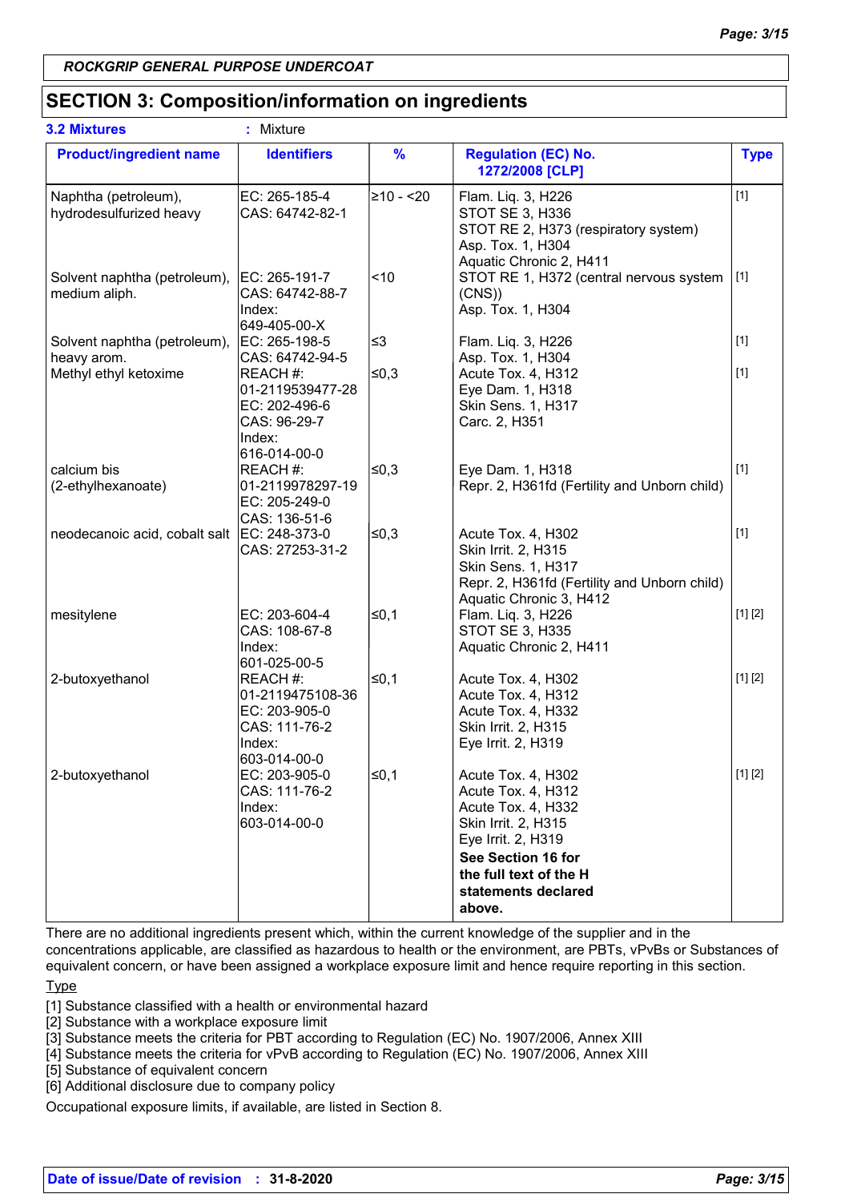ROCKGRIP GENERAL PURPOSE UNDERCOAT

## SECTION 3: Composition/information on ingredients

**3.2 Mixtures** : Mixture

| Product/ingredient name | Identifiers | % | Regulation (EC) No. 1272/2008 [CLP] | Type |
|---|---|---|---|---|
| Naphtha (petroleum), hydrodesulfurized heavy | EC: 265-185-4<br>CAS: 64742-82-1 | ≥10 - <20 | Flam. Liq. 3, H226<br>STOT SE 3, H336<br>STOT RE 2, H373 (respiratory system)<br>Asp. Tox. 1, H304<br>Aquatic Chronic 2, H411 | [1] |
| Solvent naphtha (petroleum), medium aliph. | EC: 265-191-7<br>CAS: 64742-88-7<br>Index: 649-405-00-X | <10 | STOT RE 1, H372 (central nervous system (CNS))<br>Asp. Tox. 1, H304 | [1] |
| Solvent naphtha (petroleum), heavy arom. | EC: 265-198-5<br>CAS: 64742-94-5 | ≤3 | Flam. Liq. 3, H226<br>Asp. Tox. 1, H304 | [1] |
| Methyl ethyl ketoxime | REACH #: 01-2119539477-28<br>EC: 202-496-6<br>CAS: 96-29-7<br>Index: 616-014-00-0 | ≤0,3 | Acute Tox. 4, H312<br>Eye Dam. 1, H318<br>Skin Sens. 1, H317<br>Carc. 2, H351 | [1] |
| calcium bis (2-ethylhexanoate) | REACH #: 01-2119978297-19<br>EC: 205-249-0<br>CAS: 136-51-6 | ≤0,3 | Eye Dam. 1, H318<br>Repr. 2, H361fd (Fertility and Unborn child) | [1] |
| neodecanoic acid, cobalt salt | EC: 248-373-0<br>CAS: 27253-31-2 | ≤0,3 | Acute Tox. 4, H302<br>Skin Irrit. 2, H315<br>Skin Sens. 1, H317<br>Repr. 2, H361fd (Fertility and Unborn child)<br>Aquatic Chronic 3, H412 | [1] |
| mesitylene | EC: 203-604-4<br>CAS: 108-67-8<br>Index: 601-025-00-5 | ≤0,1 | Flam. Liq. 3, H226<br>STOT SE 3, H335<br>Aquatic Chronic 2, H411 | [1] [2] |
| 2-butoxyethanol | REACH #: 01-2119475108-36<br>EC: 203-905-0<br>CAS: 111-76-2<br>Index: 603-014-00-0 | ≤0,1 | Acute Tox. 4, H302<br>Acute Tox. 4, H312<br>Acute Tox. 4, H332<br>Skin Irrit. 2, H315<br>Eye Irrit. 2, H319 | [1] [2] |
| 2-butoxyethanol | EC: 203-905-0<br>CAS: 111-76-2<br>Index: 603-014-00-0 | ≤0,1 | Acute Tox. 4, H302<br>Acute Tox. 4, H312<br>Acute Tox. 4, H332<br>Skin Irrit. 2, H315<br>Eye Irrit. 2, H319<br>**See Section 16 for the full text of the H statements declared above.** | [1] [2] |

There are no additional ingredients present which, within the current knowledge of the supplier and in the concentrations applicable, are classified as hazardous to health or the environment, are PBTs, vPvBs or Substances of equivalent concern, or have been assigned a workplace exposure limit and hence require reporting in this section.

Type

[1] Substance classified with a health or environmental hazard
[2] Substance with a workplace exposure limit
[3] Substance meets the criteria for PBT according to Regulation (EC) No. 1907/2006, Annex XIII
[4] Substance meets the criteria for vPvB according to Regulation (EC) No. 1907/2006, Annex XIII
[5] Substance of equivalent concern
[6] Additional disclosure due to company policy

Occupational exposure limits, if available, are listed in Section 8.

**Date of issue/Date of revision : 31-8-2020**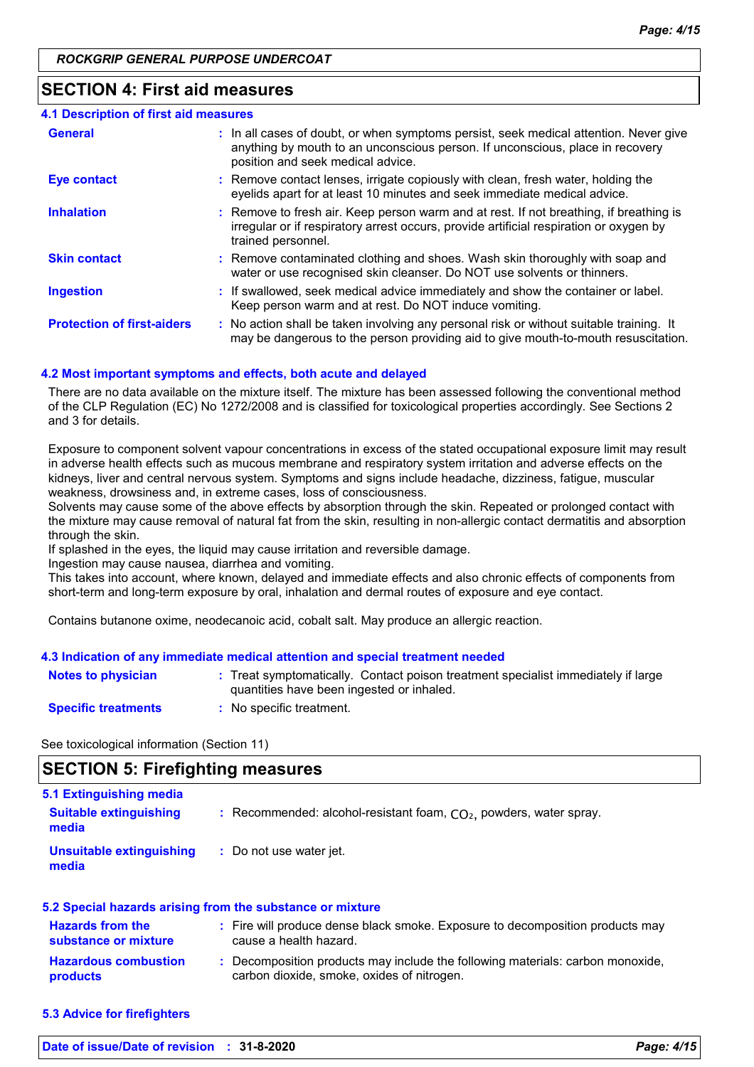## SECTION 4: First aid measures

### 4.1 Description of first aid measures

| | |
|---|---|
| **General** | : In all cases of doubt, or when symptoms persist, seek medical attention. Never give anything by mouth to an unconscious person. If unconscious, place in recovery position and seek medical advice. |
| **Eye contact** | : Remove contact lenses, irrigate copiously with clean, fresh water, holding the eyelids apart for at least 10 minutes and seek immediate medical advice. |
| **Inhalation** | : Remove to fresh air. Keep person warm and at rest. If not breathing, if breathing is irregular or if respiratory arrest occurs, provide artificial respiration or oxygen by trained personnel. |
| **Skin contact** | : Remove contaminated clothing and shoes. Wash skin thoroughly with soap and water or use recognised skin cleanser. Do NOT use solvents or thinners. |
| **Ingestion** | : If swallowed, seek medical advice immediately and show the container or label. Keep person warm and at rest. Do NOT induce vomiting. |
| **Protection of first-aiders** | : No action shall be taken involving any personal risk or without suitable training. It may be dangerous to the person providing aid to give mouth-to-mouth resuscitation. |

### 4.2 Most important symptoms and effects, both acute and delayed

There are no data available on the mixture itself. The mixture has been assessed following the conventional method of the CLP Regulation (EC) No 1272/2008 and is classified for toxicological properties accordingly. See Sections 2 and 3 for details.

Exposure to component solvent vapour concentrations in excess of the stated occupational exposure limit may result in adverse health effects such as mucous membrane and respiratory system irritation and adverse effects on the kidneys, liver and central nervous system. Symptoms and signs include headache, dizziness, fatigue, muscular weakness, drowsiness and, in extreme cases, loss of consciousness.
Solvents may cause some of the above effects by absorption through the skin. Repeated or prolonged contact with the mixture may cause removal of natural fat from the skin, resulting in non-allergic contact dermatitis and absorption through the skin.
If splashed in the eyes, the liquid may cause irritation and reversible damage.
Ingestion may cause nausea, diarrhea and vomiting.
This takes into account, where known, delayed and immediate effects and also chronic effects of components from short-term and long-term exposure by oral, inhalation and dermal routes of exposure and eye contact.

Contains butanone oxime, neodecanoic acid, cobalt salt. May produce an allergic reaction.

### 4.3 Indication of any immediate medical attention and special treatment needed

| | |
|---|---|
| **Notes to physician** | : Treat symptomatically. Contact poison treatment specialist immediately if large quantities have been ingested or inhaled. |
| **Specific treatments** | : No specific treatment. |

See toxicological information (Section 11)

## SECTION 5: Firefighting measures

### 5.1 Extinguishing media

| | |
|---|---|
| **Suitable extinguishing media** | : Recommended: alcohol-resistant foam, $CO_2$, powders, water spray. |
| **Unsuitable extinguishing media** | : Do not use water jet. |

### 5.2 Special hazards arising from the substance or mixture

| | |
|---|---|
| **Hazards from the substance or mixture** | : Fire will produce dense black smoke. Exposure to decomposition products may cause a health hazard. |
| **Hazardous combustion products** | : Decomposition products may include the following materials: carbon monoxide, carbon dioxide, smoke, oxides of nitrogen. |

### 5.3 Advice for firefighters

Date of issue/Date of revision : 31-8-2020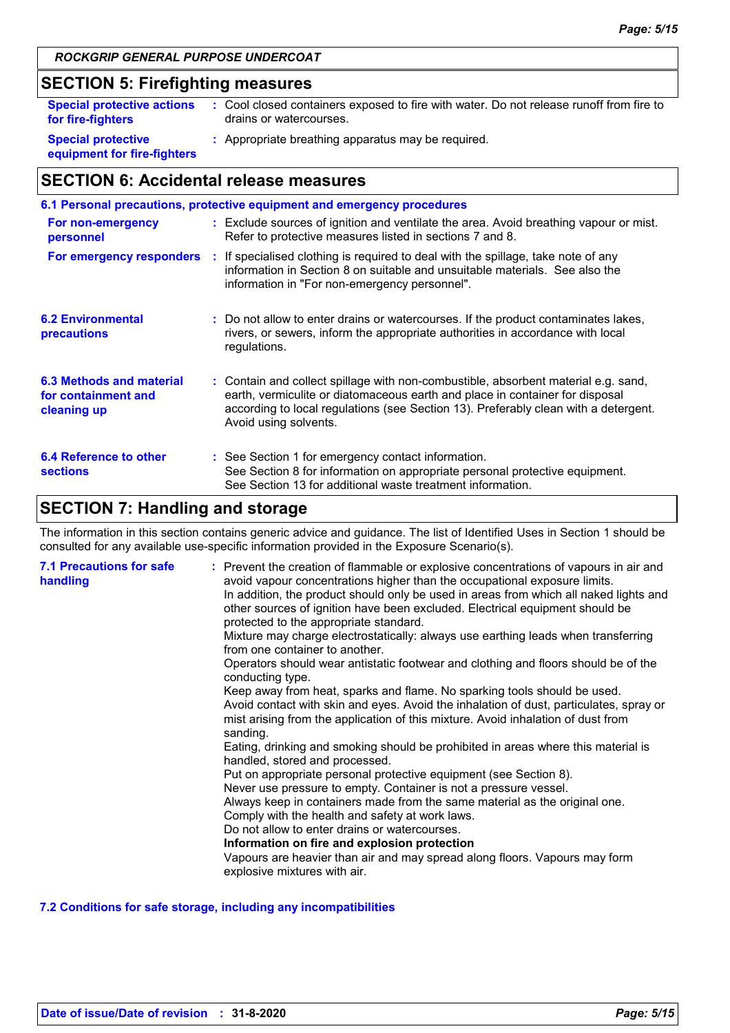## SECTION 5: Firefighting measures

| | |
|---|---|
| **Special protective actions for fire-fighters** | : Cool closed containers exposed to fire with water. Do not release runoff from fire to drains or watercourses. |
| **Special protective equipment for fire-fighters** | : Appropriate breathing apparatus may be required. |

## SECTION 6: Accidental release measures

### 6.1 Personal precautions, protective equipment and emergency procedures

| | |
|---|---|
| **For non-emergency personnel** | : Exclude sources of ignition and ventilate the area. Avoid breathing vapour or mist. Refer to protective measures listed in sections 7 and 8. |
| **For emergency responders** | : If specialised clothing is required to deal with the spillage, take note of any information in Section 8 on suitable and unsuitable materials. See also the information in "For non-emergency personnel". |

| | |
|---|---|
| **6.2 Environmental precautions** | : Do not allow to enter drains or watercourses. If the product contaminates lakes, rivers, or sewers, inform the appropriate authorities in accordance with local regulations. |
| **6.3 Methods and material for containment and cleaning up** | : Contain and collect spillage with non-combustible, absorbent material e.g. sand, earth, vermiculite or diatomaceous earth and place in container for disposal according to local regulations (see Section 13). Preferably clean with a detergent. Avoid using solvents. |
| **6.4 Reference to other sections** | : See Section 1 for emergency contact information.<br>See Section 8 for information on appropriate personal protective equipment.<br>See Section 13 for additional waste treatment information. |

## SECTION 7: Handling and storage

The information in this section contains generic advice and guidance. The list of Identified Uses in Section 1 should be consulted for any available use-specific information provided in the Exposure Scenario(s).

**7.1 Precautions for safe handling** : Prevent the creation of flammable or explosive concentrations of vapours in air and avoid vapour concentrations higher than the occupational exposure limits.
In addition, the product should only be used in areas from which all naked lights and other sources of ignition have been excluded. Electrical equipment should be protected to the appropriate standard.
Mixture may charge electrostatically: always use earthing leads when transferring from one container to another.
Operators should wear antistatic footwear and clothing and floors should be of the conducting type.
Keep away from heat, sparks and flame. No sparking tools should be used.
Avoid contact with skin and eyes. Avoid the inhalation of dust, particulates, spray or mist arising from the application of this mixture. Avoid inhalation of dust from sanding.
Eating, drinking and smoking should be prohibited in areas where this material is handled, stored and processed.
Put on appropriate personal protective equipment (see Section 8).
Never use pressure to empty. Container is not a pressure vessel.
Always keep in containers made from the same material as the original one.
Comply with the health and safety at work laws.
Do not allow to enter drains or watercourses.
**Information on fire and explosion protection**
Vapours are heavier than air and may spread along floors. Vapours may form explosive mixtures with air.

### 7.2 Conditions for safe storage, including any incompatibilities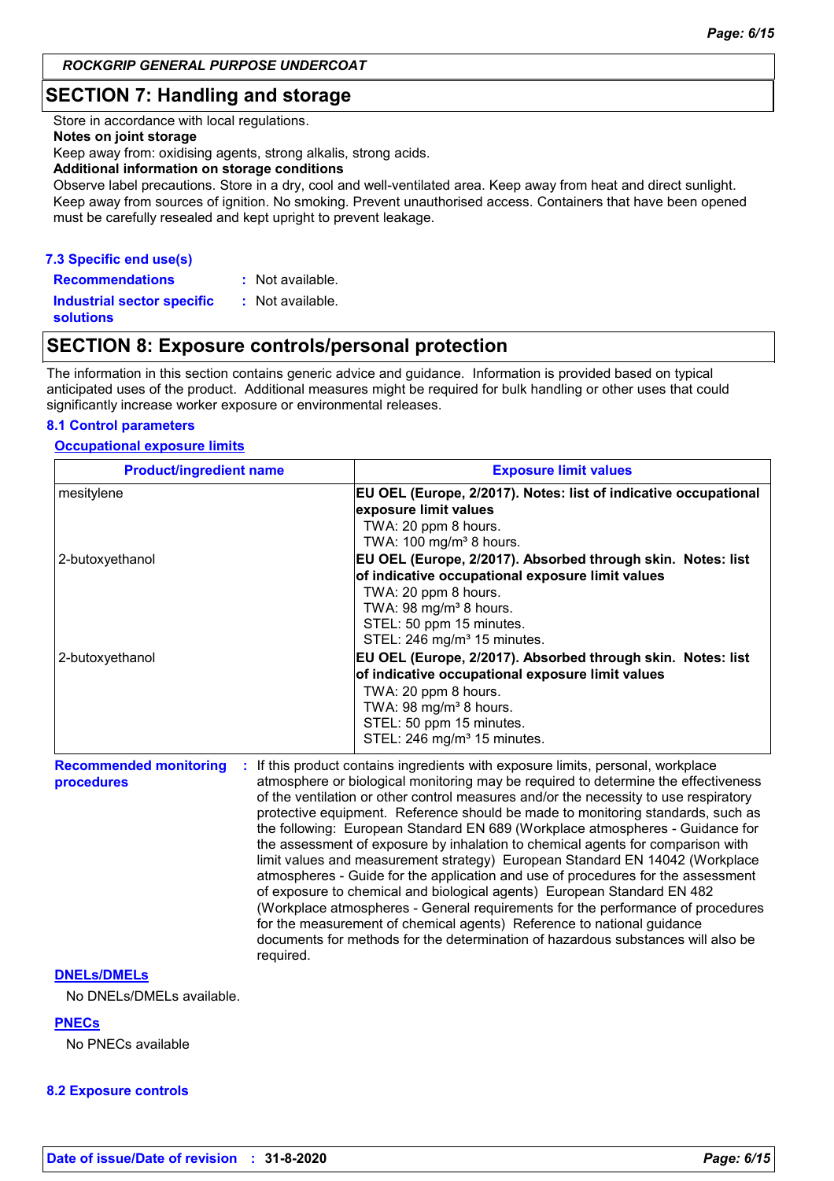## SECTION 7: Handling and storage

Store in accordance with local regulations.

**Notes on joint storage**

Keep away from: oxidising agents, strong alkalis, strong acids.

**Additional information on storage conditions**

Observe label precautions. Store in a dry, cool and well-ventilated area. Keep away from heat and direct sunlight. Keep away from sources of ignition. No smoking. Prevent unauthorised access. Containers that have been opened must be carefully resealed and kept upright to prevent leakage.

### 7.3 Specific end use(s)

**Recommendations** : Not available.

**Industrial sector specific solutions** : Not available.

## SECTION 8: Exposure controls/personal protection

The information in this section contains generic advice and guidance. Information is provided based on typical anticipated uses of the product. Additional measures might be required for bulk handling or other uses that could significantly increase worker exposure or environmental releases.

### 8.1 Control parameters

**Occupational exposure limits**

| Product/ingredient name | Exposure limit values |
|---|---|
| mesitylene | **EU OEL (Europe, 2/2017). Notes: list of indicative occupational exposure limit values**<br>TWA: 20 ppm 8 hours.<br>TWA: 100 mg/m³ 8 hours. |
| 2-butoxyethanol | **EU OEL (Europe, 2/2017). Absorbed through skin. Notes: list of indicative occupational exposure limit values**<br>TWA: 20 ppm 8 hours.<br>TWA: 98 mg/m³ 8 hours.<br>STEL: 50 ppm 15 minutes.<br>STEL: 246 mg/m³ 15 minutes. |
| 2-butoxyethanol | **EU OEL (Europe, 2/2017). Absorbed through skin. Notes: list of indicative occupational exposure limit values**<br>TWA: 20 ppm 8 hours.<br>TWA: 98 mg/m³ 8 hours.<br>STEL: 50 ppm 15 minutes.<br>STEL: 246 mg/m³ 15 minutes. |

**Recommended monitoring procedures** : If this product contains ingredients with exposure limits, personal, workplace atmosphere or biological monitoring may be required to determine the effectiveness of the ventilation or other control measures and/or the necessity to use respiratory protective equipment. Reference should be made to monitoring standards, such as the following: European Standard EN 689 (Workplace atmospheres - Guidance for the assessment of exposure by inhalation to chemical agents for comparison with limit values and measurement strategy) European Standard EN 14042 (Workplace atmospheres - Guide for the application and use of procedures for the assessment of exposure to chemical and biological agents) European Standard EN 482 (Workplace atmospheres - General requirements for the performance of procedures for the measurement of chemical agents) Reference to national guidance documents for methods for the determination of hazardous substances will also be required.

**DNELs/DMELs**

No DNELs/DMELs available.

**PNECs**

No PNECs available

### 8.2 Exposure controls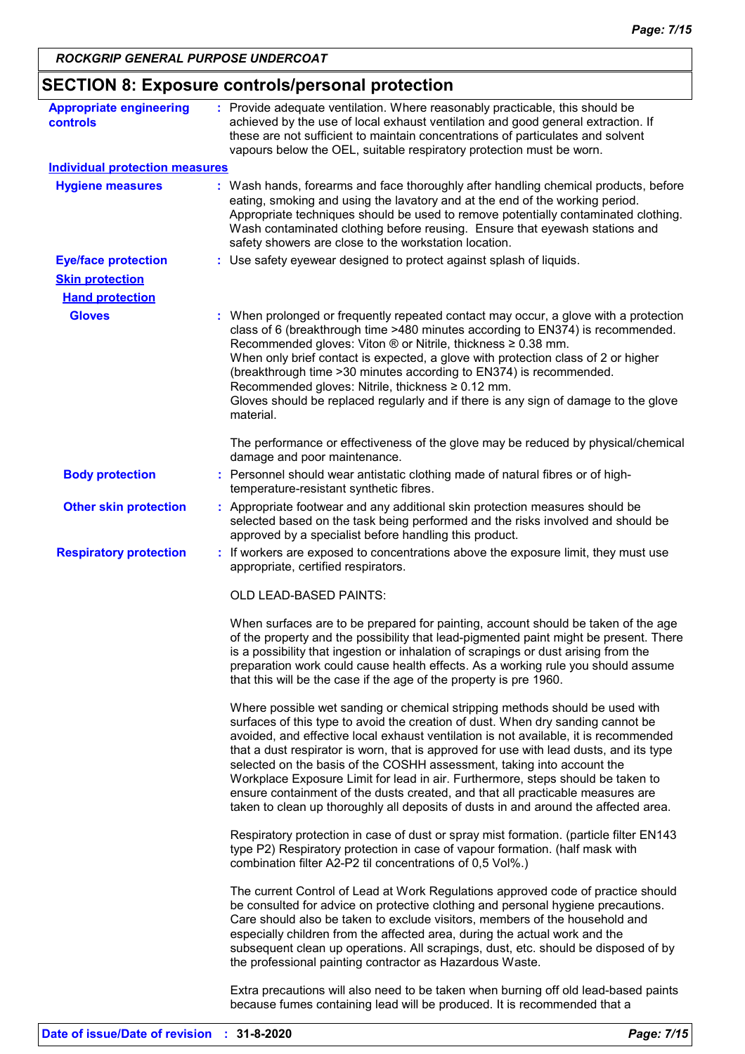## SECTION 8: Exposure controls/personal protection

**Appropriate engineering controls** : Provide adequate ventilation. Where reasonably practicable, this should be achieved by the use of local exhaust ventilation and good general extraction. If these are not sufficient to maintain concentrations of particulates and solvent vapours below the OEL, suitable respiratory protection must be worn.

**Individual protection measures**

**Hygiene measures** : Wash hands, forearms and face thoroughly after handling chemical products, before eating, smoking and using the lavatory and at the end of the working period. Appropriate techniques should be used to remove potentially contaminated clothing. Wash contaminated clothing before reusing. Ensure that eyewash stations and safety showers are close to the workstation location.

**Eye/face protection** : Use safety eyewear designed to protect against splash of liquids.

**Skin protection**

**Hand protection**

**Gloves** : When prolonged or frequently repeated contact may occur, a glove with a protection class of 6 (breakthrough time >480 minutes according to EN374) is recommended. Recommended gloves: Viton ® or Nitrile, thickness ≥ 0.38 mm.
When only brief contact is expected, a glove with protection class of 2 or higher (breakthrough time >30 minutes according to EN374) is recommended. Recommended gloves: Nitrile, thickness ≥ 0.12 mm.
Gloves should be replaced regularly and if there is any sign of damage to the glove material.

The performance or effectiveness of the glove may be reduced by physical/chemical damage and poor maintenance.

**Body protection** : Personnel should wear antistatic clothing made of natural fibres or of high-temperature-resistant synthetic fibres.

**Other skin protection** : Appropriate footwear and any additional skin protection measures should be selected based on the task being performed and the risks involved and should be approved by a specialist before handling this product.

**Respiratory protection** : If workers are exposed to concentrations above the exposure limit, they must use appropriate, certified respirators.

OLD LEAD-BASED PAINTS:

When surfaces are to be prepared for painting, account should be taken of the age of the property and the possibility that lead-pigmented paint might be present. There is a possibility that ingestion or inhalation of scrapings or dust arising from the preparation work could cause health effects. As a working rule you should assume that this will be the case if the age of the property is pre 1960.

Where possible wet sanding or chemical stripping methods should be used with surfaces of this type to avoid the creation of dust. When dry sanding cannot be avoided, and effective local exhaust ventilation is not available, it is recommended that a dust respirator is worn, that is approved for use with lead dusts, and its type selected on the basis of the COSHH assessment, taking into account the Workplace Exposure Limit for lead in air. Furthermore, steps should be taken to ensure containment of the dusts created, and that all practicable measures are taken to clean up thoroughly all deposits of dusts in and around the affected area.

Respiratory protection in case of dust or spray mist formation. (particle filter EN143 type P2) Respiratory protection in case of vapour formation. (half mask with combination filter A2-P2 til concentrations of 0,5 Vol%.)

The current Control of Lead at Work Regulations approved code of practice should be consulted for advice on protective clothing and personal hygiene precautions. Care should also be taken to exclude visitors, members of the household and especially children from the affected area, during the actual work and the subsequent clean up operations. All scrapings, dust, etc. should be disposed of by the professional painting contractor as Hazardous Waste.

Extra precautions will also need to be taken when burning off old lead-based paints because fumes containing lead will be produced. It is recommended that a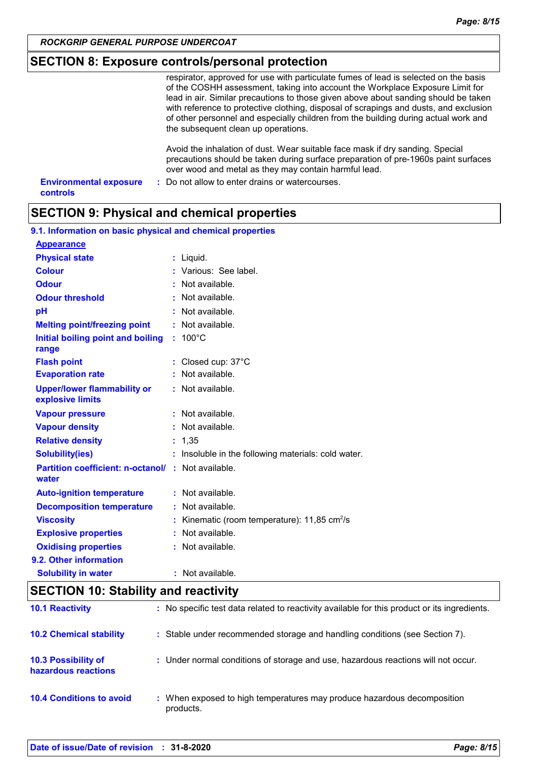## SECTION 8: Exposure controls/personal protection

respirator, approved for use with particulate fumes of lead is selected on the basis of the COSHH assessment, taking into account the Workplace Exposure Limit for lead in air. Similar precautions to those given above about sanding should be taken with reference to protective clothing, disposal of scrapings and dusts, and exclusion of other personnel and especially children from the building during actual work and the subsequent clean up operations.

Avoid the inhalation of dust. Wear suitable face mask if dry sanding. Special precautions should be taken during surface preparation of pre-1960s paint surfaces over wood and metal as they may contain harmful lead.

**Environmental exposure controls** : Do not allow to enter drains or watercourses.

## SECTION 9: Physical and chemical properties

### 9.1. Information on basic physical and chemical properties

**Appearance**

| | |
|---|---|
| **Physical state** | : Liquid. |
| **Colour** | : Various: See label. |
| **Odour** | : Not available. |
| **Odour threshold** | : Not available. |
| **pH** | : Not available. |
| **Melting point/freezing point** | : Not available. |
| **Initial boiling point and boiling range** | : 100°C |
| **Flash point** | : Closed cup: 37°C |
| **Evaporation rate** | : Not available. |
| **Upper/lower flammability or explosive limits** | : Not available. |
| **Vapour pressure** | : Not available. |
| **Vapour density** | : Not available. |
| **Relative density** | : 1,35 |
| **Solubility(ies)** | : Insoluble in the following materials: cold water. |
| **Partition coefficient: n-octanol/water** | : Not available. |
| **Auto-ignition temperature** | : Not available. |
| **Decomposition temperature** | : Not available. |
| **Viscosity** | : Kinematic (room temperature): 11,85 $cm^2/s$ |
| **Explosive properties** | : Not available. |
| **Oxidising properties** | : Not available. |

### 9.2. Other information

| | |
|---|---|
| **Solubility in water** | : Not available. |

## SECTION 10: Stability and reactivity

| | |
|---|---|
| **10.1 Reactivity** | : No specific test data related to reactivity available for this product or its ingredients. |
| **10.2 Chemical stability** | : Stable under recommended storage and handling conditions (see Section 7). |
| **10.3 Possibility of hazardous reactions** | : Under normal conditions of storage and use, hazardous reactions will not occur. |
| **10.4 Conditions to avoid** | : When exposed to high temperatures may produce hazardous decomposition products. |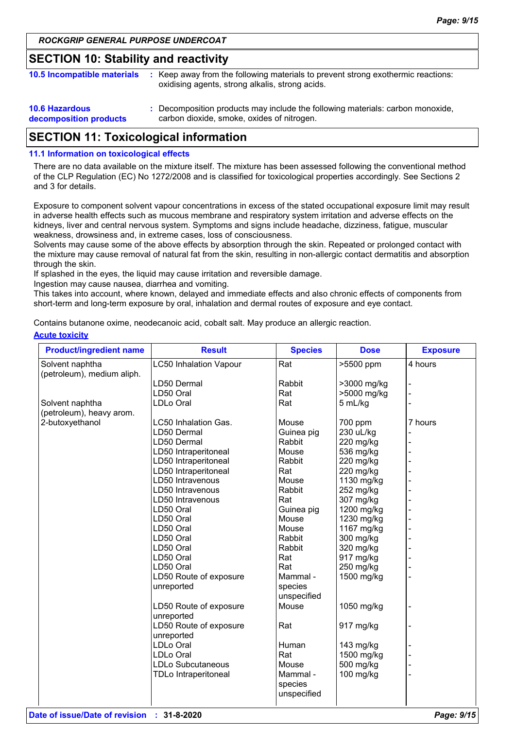ROCKGRIP GENERAL PURPOSE UNDERCOAT

## SECTION 10: Stability and reactivity

**10.5 Incompatible materials** : Keep away from the following materials to prevent strong exothermic reactions: oxidising agents, strong alkalis, strong acids.

**10.6 Hazardous decomposition products** : Decomposition products may include the following materials: carbon monoxide, carbon dioxide, smoke, oxides of nitrogen.

## SECTION 11: Toxicological information

### 11.1 Information on toxicological effects

There are no data available on the mixture itself. The mixture has been assessed following the conventional method of the CLP Regulation (EC) No 1272/2008 and is classified for toxicological properties accordingly. See Sections 2 and 3 for details.

Exposure to component solvent vapour concentrations in excess of the stated occupational exposure limit may result in adverse health effects such as mucous membrane and respiratory system irritation and adverse effects on the kidneys, liver and central nervous system. Symptoms and signs include headache, dizziness, fatigue, muscular weakness, drowsiness and, in extreme cases, loss of consciousness.
Solvents may cause some of the above effects by absorption through the skin. Repeated or prolonged contact with the mixture may cause removal of natural fat from the skin, resulting in non-allergic contact dermatitis and absorption through the skin.
If splashed in the eyes, the liquid may cause irritation and reversible damage.
Ingestion may cause nausea, diarrhea and vomiting.
This takes into account, where known, delayed and immediate effects and also chronic effects of components from short-term and long-term exposure by oral, inhalation and dermal routes of exposure and eye contact.

Contains butanone oxime, neodecanoic acid, cobalt salt. May produce an allergic reaction.

**Acute toxicity**

| Product/ingredient name | Result | Species | Dose | Exposure |
|---|---|---|---|---|
| Solvent naphtha (petroleum), medium aliph. | LC50 Inhalation Vapour | Rat | >5500 ppm | 4 hours |
| | LD50 Dermal | Rabbit | >3000 mg/kg | - |
| | LD50 Oral | Rat | >5000 mg/kg | - |
| Solvent naphtha (petroleum), heavy arom. | LDLo Oral | Rat | 5 mL/kg | - |
| 2-butoxyethanol | LC50 Inhalation Gas. | Mouse | 700 ppm | 7 hours |
| | LD50 Dermal | Guinea pig | 230 uL/kg | - |
| | LD50 Dermal | Rabbit | 220 mg/kg | - |
| | LD50 Intraperitoneal | Mouse | 536 mg/kg | - |
| | LD50 Intraperitoneal | Rabbit | 220 mg/kg | - |
| | LD50 Intraperitoneal | Rat | 220 mg/kg | - |
| | LD50 Intravenous | Mouse | 1130 mg/kg | - |
| | LD50 Intravenous | Rabbit | 252 mg/kg | - |
| | LD50 Intravenous | Rat | 307 mg/kg | - |
| | LD50 Oral | Guinea pig | 1200 mg/kg | - |
| | LD50 Oral | Mouse | 1230 mg/kg | - |
| | LD50 Oral | Mouse | 1167 mg/kg | - |
| | LD50 Oral | Rabbit | 300 mg/kg | - |
| | LD50 Oral | Rabbit | 320 mg/kg | - |
| | LD50 Oral | Rat | 917 mg/kg | - |
| | LD50 Oral | Rat | 250 mg/kg | - |
| | LD50 Route of exposure unreported | Mammal - species unspecified | 1500 mg/kg | - |
| | LD50 Route of exposure unreported | Mouse | 1050 mg/kg | - |
| | LD50 Route of exposure unreported | Rat | 917 mg/kg | - |
| | LDLo Oral | Human | 143 mg/kg | - |
| | LDLo Oral | Rat | 1500 mg/kg | - |
| | LDLo Subcutaneous | Mouse | 500 mg/kg | - |
| | TDLo Intraperitoneal | Mammal - species unspecified | 100 mg/kg | - |

**Date of issue/Date of revision** : **31-8-2020**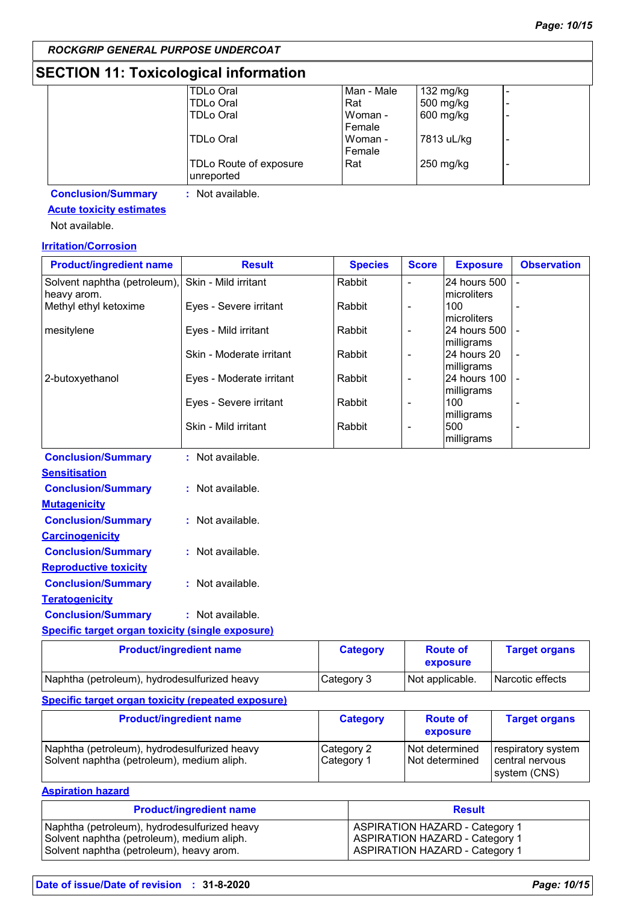## SECTION 11: Toxicological information

| | | | | |
|---|---|---|---|---|
| | TDLo Oral | Man - Male | 132 mg/kg | - |
| | TDLo Oral | Rat | 500 mg/kg | - |
| | TDLo Oral | Woman - Female | 600 mg/kg | - |
| | TDLo Oral | Woman - Female | 7813 uL/kg | - |
| | TDLo Route of exposure unreported | Rat | 250 mg/kg | - |

**Conclusion/Summary** : Not available.

**Acute toxicity estimates**

Not available.

**Irritation/Corrosion**

| Product/ingredient name | Result | Species | Score | Exposure | Observation |
|---|---|---|---|---|---|
| Solvent naphtha (petroleum), heavy arom. | Skin - Mild irritant | Rabbit | - | 24 hours 500 microliters | - |
| Methyl ethyl ketoxime | Eyes - Severe irritant | Rabbit | - | 100 microliters | - |
| mesitylene | Eyes - Mild irritant | Rabbit | - | 24 hours 500 milligrams | - |
| | Skin - Moderate irritant | Rabbit | - | 24 hours 20 milligrams | - |
| 2-butoxyethanol | Eyes - Moderate irritant | Rabbit | - | 24 hours 100 milligrams | - |
| | Eyes - Severe irritant | Rabbit | - | 100 milligrams | - |
| | Skin - Mild irritant | Rabbit | - | 500 milligrams | - |

**Conclusion/Summary** : Not available.

**Sensitisation**

**Conclusion/Summary** : Not available.

**Mutagenicity**

**Conclusion/Summary** : Not available.

**Carcinogenicity**

**Conclusion/Summary** : Not available.

**Reproductive toxicity**

**Conclusion/Summary** : Not available.

**Teratogenicity**

**Conclusion/Summary** : Not available.

**Specific target organ toxicity (single exposure)**

| Product/ingredient name | Category | Route of exposure | Target organs |
|---|---|---|---|
| Naphtha (petroleum), hydrodesulfurized heavy | Category 3 | Not applicable. | Narcotic effects |

**Specific target organ toxicity (repeated exposure)**

| Product/ingredient name | Category | Route of exposure | Target organs |
|---|---|---|---|
| Naphtha (petroleum), hydrodesulfurized heavy | Category 2 | Not determined | respiratory system |
| Solvent naphtha (petroleum), medium aliph. | Category 1 | Not determined | central nervous system (CNS) |

**Aspiration hazard**

| Product/ingredient name | Result |
|---|---|
| Naphtha (petroleum), hydrodesulfurized heavy | ASPIRATION HAZARD - Category 1 |
| Solvent naphtha (petroleum), medium aliph. | ASPIRATION HAZARD - Category 1 |
| Solvent naphtha (petroleum), heavy arom. | ASPIRATION HAZARD - Category 1 |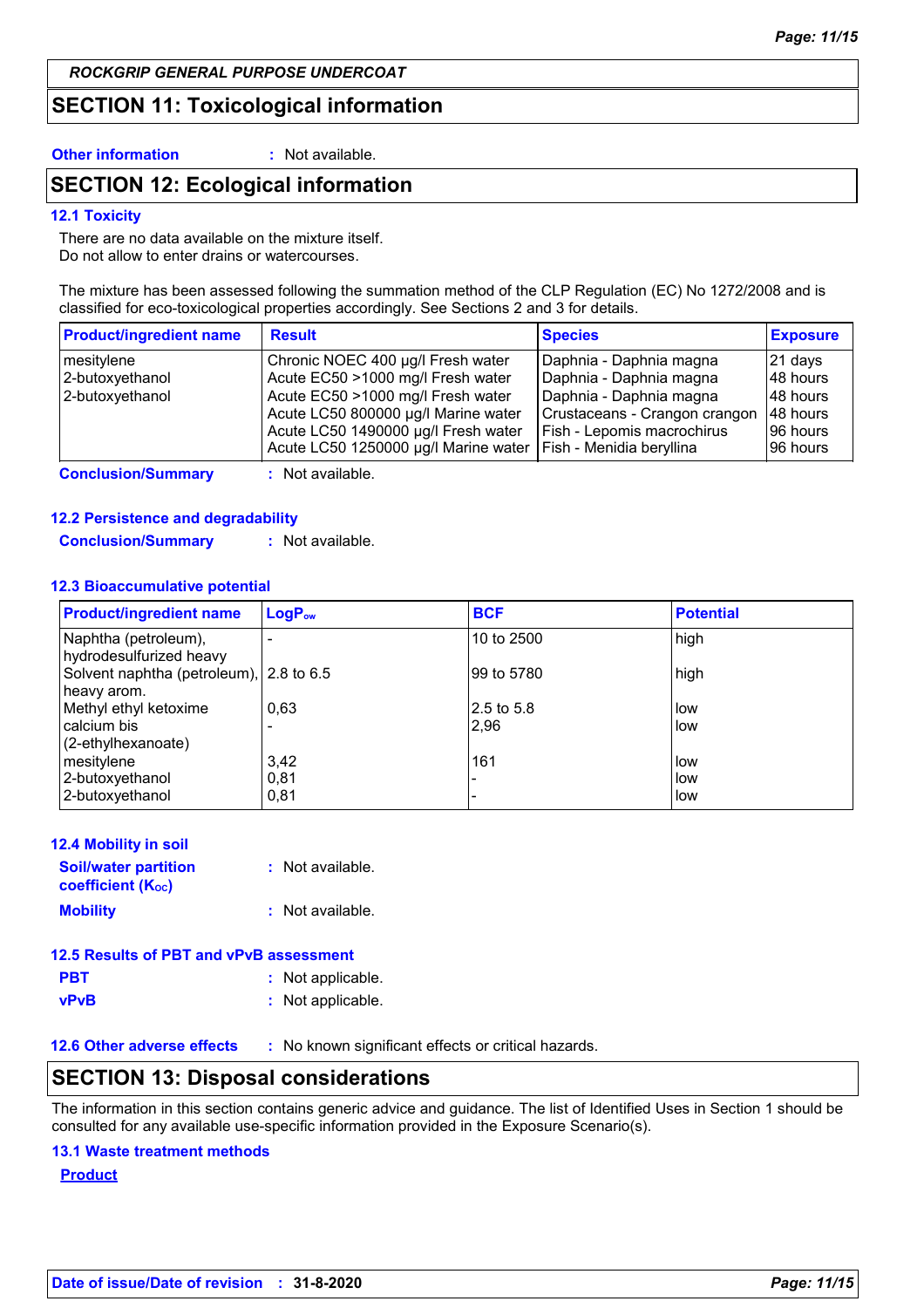## SECTION 11: Toxicological information

**Other information** : Not available.

## SECTION 12: Ecological information

### 12.1 Toxicity

There are no data available on the mixture itself.
Do not allow to enter drains or watercourses.

The mixture has been assessed following the summation method of the CLP Regulation (EC) No 1272/2008 and is classified for eco-toxicological properties accordingly. See Sections 2 and 3 for details.

| Product/ingredient name | Result | Species | Exposure |
|---|---|---|---|
| mesitylene | Chronic NOEC 400 µg/l Fresh water | Daphnia - Daphnia magna | 21 days |
| 2-butoxyethanol | Acute EC50 >1000 mg/l Fresh water | Daphnia - Daphnia magna | 48 hours |
| 2-butoxyethanol | Acute EC50 >1000 mg/l Fresh water | Daphnia - Daphnia magna | 48 hours |
| | Acute LC50 800000 µg/l Marine water | Crustaceans - Crangon crangon | 48 hours |
| | Acute LC50 1490000 µg/l Fresh water | Fish - Lepomis macrochirus | 96 hours |
| | Acute LC50 1250000 µg/l Marine water | Fish - Menidia beryllina | 96 hours |

**Conclusion/Summary** : Not available.

### 12.2 Persistence and degradability

**Conclusion/Summary** : Not available.

### 12.3 Bioaccumulative potential

| Product/ingredient name | $LogP_{ow}$ | BCF | Potential |
|---|---|---|---|
| Naphtha (petroleum), hydrodesulfurized heavy | - | 10 to 2500 | high |
| Solvent naphtha (petroleum), heavy arom. | 2.8 to 6.5 | 99 to 5780 | high |
| Methyl ethyl ketoxime | 0,63 | 2.5 to 5.8 | low |
| calcium bis (2-ethylhexanoate) | - | 2,96 | low |
| mesitylene | 3,42 | 161 | low |
| 2-butoxyethanol | 0,81 | - | low |
| 2-butoxyethanol | 0,81 | - | low |

### 12.4 Mobility in soil

**Soil/water partition coefficient ($K_{OC}$)** : Not available.

**Mobility** : Not available.

### 12.5 Results of PBT and vPvB assessment

**PBT** : Not applicable.

**vPvB** : Not applicable.

### 12.6 Other adverse effects : No known significant effects or critical hazards.

## SECTION 13: Disposal considerations

The information in this section contains generic advice and guidance. The list of Identified Uses in Section 1 should be consulted for any available use-specific information provided in the Exposure Scenario(s).

### 13.1 Waste treatment methods

**Product**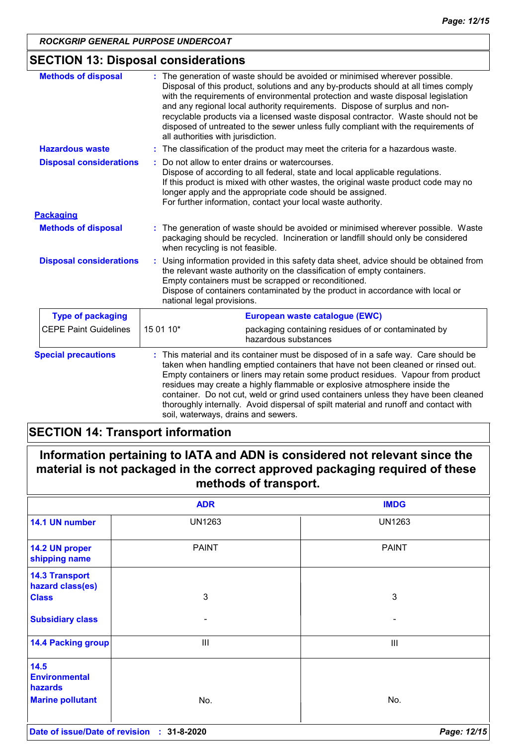## SECTION 13: Disposal considerations

**Methods of disposal** : The generation of waste should be avoided or minimised wherever possible. Disposal of this product, solutions and any by-products should at all times comply with the requirements of environmental protection and waste disposal legislation and any regional local authority requirements. Dispose of surplus and non-recyclable products via a licensed waste disposal contractor. Waste should not be disposed of untreated to the sewer unless fully compliant with the requirements of all authorities with jurisdiction.

**Hazardous waste** : The classification of the product may meet the criteria for a hazardous waste.

**Disposal considerations** : Do not allow to enter drains or watercourses.
Dispose of according to all federal, state and local applicable regulations.
If this product is mixed with other wastes, the original waste product code may no longer apply and the appropriate code should be assigned.
For further information, contact your local waste authority.

**Packaging**

**Methods of disposal** : The generation of waste should be avoided or minimised wherever possible. Waste packaging should be recycled. Incineration or landfill should only be considered when recycling is not feasible.

**Disposal considerations** : Using information provided in this safety data sheet, advice should be obtained from the relevant waste authority on the classification of empty containers.
Empty containers must be scrapped or reconditioned.
Dispose of containers contaminated by the product in accordance with local or national legal provisions.

| Type of packaging | European waste catalogue (EWC) | |
|---|---|---|
| CEPE Paint Guidelines | 15 01 10* | packaging containing residues of or contaminated by hazardous substances |

**Special precautions** : This material and its container must be disposed of in a safe way. Care should be taken when handling emptied containers that have not been cleaned or rinsed out. Empty containers or liners may retain some product residues. Vapour from product residues may create a highly flammable or explosive atmosphere inside the container. Do not cut, weld or grind used containers unless they have been cleaned thoroughly internally. Avoid dispersal of spilt material and runoff and contact with soil, waterways, drains and sewers.

## SECTION 14: Transport information

**Information pertaining to IATA and ADN is considered not relevant since the material is not packaged in the correct approved packaging required of these methods of transport.**

| | ADR | IMDG |
|---|---|---|
| 14.1 UN number | UN1263 | UN1263 |
| 14.2 UN proper shipping name | PAINT | PAINT |
| 14.3 Transport hazard class(es) Class | 3 | 3 |
| Subsidiary class | - | - |
| 14.4 Packing group | III | III |
| 14.5 Environmental hazards Marine pollutant | No. | No. |

**Date of issue/Date of revision** : 31-8-2020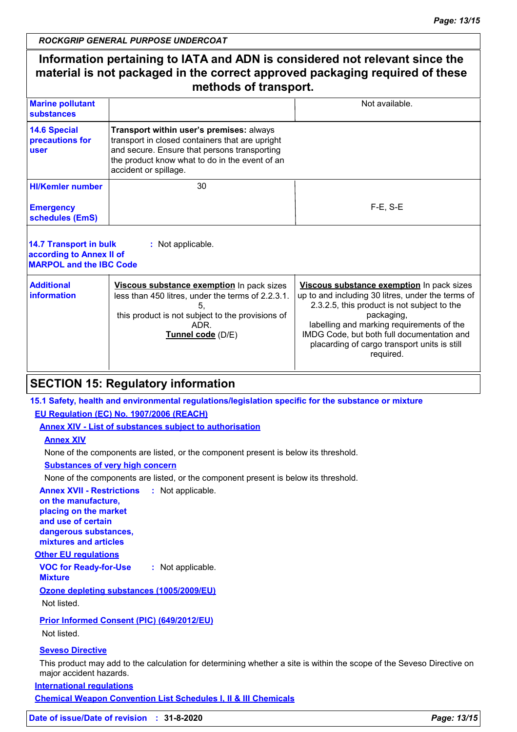**Information pertaining to IATA and ADN is considered not relevant since the material is not packaged in the correct approved packaging required of these methods of transport.**

| | | |
|---|---|---|
| **Marine pollutant substances** | | Not available. |
| **14.6 Special precautions for user** | **Transport within user's premises:** always transport in closed containers that are upright and secure. Ensure that persons transporting the product know what to do in the event of an accident or spillage. | |
| **HI/Kemler number** | 30 | |
| **Emergency schedules (EmS)** | | F-E, S-E |

**14.7 Transport in bulk according to Annex II of MARPOL and the IBC Code** : Not applicable.

| | | |
|---|---|---|
| **Additional information** | **Viscous substance exemption** In pack sizes less than 450 litres, under the terms of 2.2.3.1.5, this product is not subject to the provisions of ADR. **Tunnel code** (D/E) | **Viscous substance exemption** In pack sizes up to and including 30 litres, under the terms of 2.3.2.5, this product is not subject to the packaging, labelling and marking requirements of the IMDG Code, but both full documentation and placarding of cargo transport units is still required. |

## SECTION 15: Regulatory information

**15.1 Safety, health and environmental regulations/legislation specific for the substance or mixture**

**EU Regulation (EC) No. 1907/2006 (REACH)**

**Annex XIV - List of substances subject to authorisation**

**Annex XIV**

None of the components are listed, or the component present is below its threshold.

**Substances of very high concern**

None of the components are listed, or the component present is below its threshold.

**Annex XVII - Restrictions on the manufacture, placing on the market and use of certain dangerous substances, mixtures and articles** : Not applicable.

**Other EU regulations**

**VOC for Ready-for-Use Mixture** : Not applicable.

**Ozone depleting substances (1005/2009/EU)**

Not listed.

**Prior Informed Consent (PIC) (649/2012/EU)**

Not listed.

**Seveso Directive**

This product may add to the calculation for determining whether a site is within the scope of the Seveso Directive on major accident hazards.

**International regulations**

**Chemical Weapon Convention List Schedules I, II & III Chemicals**

**Date of issue/Date of revision** : **31-8-2020**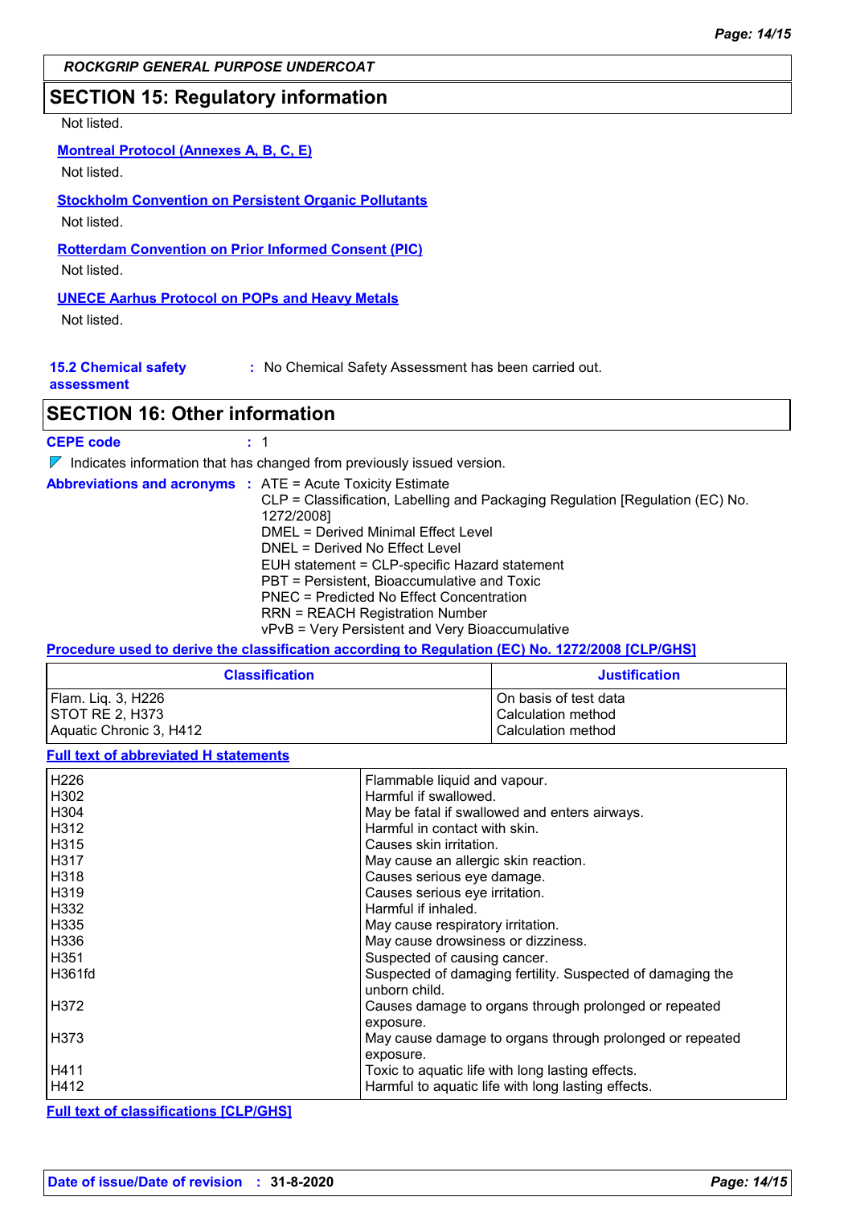ROCKGRIP GENERAL PURPOSE UNDERCOAT

## SECTION 15: Regulatory information

Not listed.

**Montreal Protocol (Annexes A, B, C, E)**

Not listed.

**Stockholm Convention on Persistent Organic Pollutants**

Not listed.

**Rotterdam Convention on Prior Informed Consent (PIC)**

Not listed.

**UNECE Aarhus Protocol on POPs and Heavy Metals**

Not listed.

**15.2 Chemical safety assessment** : No Chemical Safety Assessment has been carried out.

## SECTION 16: Other information

**CEPE code** : 1

Indicates information that has changed from previously issued version.

**Abbreviations and acronyms** : ATE = Acute Toxicity Estimate
CLP = Classification, Labelling and Packaging Regulation [Regulation (EC) No. 1272/2008]
DMEL = Derived Minimal Effect Level
DNEL = Derived No Effect Level
EUH statement = CLP-specific Hazard statement
PBT = Persistent, Bioaccumulative and Toxic
PNEC = Predicted No Effect Concentration
RRN = REACH Registration Number
vPvB = Very Persistent and Very Bioaccumulative

**Procedure used to derive the classification according to Regulation (EC) No. 1272/2008 [CLP/GHS]**

| Classification | Justification |
|---|---|
| Flam. Liq. 3, H226 | On basis of test data |
| STOT RE 2, H373 | Calculation method |
| Aquatic Chronic 3, H412 | Calculation method |

**Full text of abbreviated H statements**

| | |
|---|---|
| H226 | Flammable liquid and vapour. |
| H302 | Harmful if swallowed. |
| H304 | May be fatal if swallowed and enters airways. |
| H312 | Harmful in contact with skin. |
| H315 | Causes skin irritation. |
| H317 | May cause an allergic skin reaction. |
| H318 | Causes serious eye damage. |
| H319 | Causes serious eye irritation. |
| H332 | Harmful if inhaled. |
| H335 | May cause respiratory irritation. |
| H336 | May cause drowsiness or dizziness. |
| H351 | Suspected of causing cancer. |
| H361fd | Suspected of damaging fertility. Suspected of damaging the unborn child. |
| H372 | Causes damage to organs through prolonged or repeated exposure. |
| H373 | May cause damage to organs through prolonged or repeated exposure. |
| H411 | Toxic to aquatic life with long lasting effects. |
| H412 | Harmful to aquatic life with long lasting effects. |

**Full text of classifications [CLP/GHS]**

**Date of issue/Date of revision** : 31-8-2020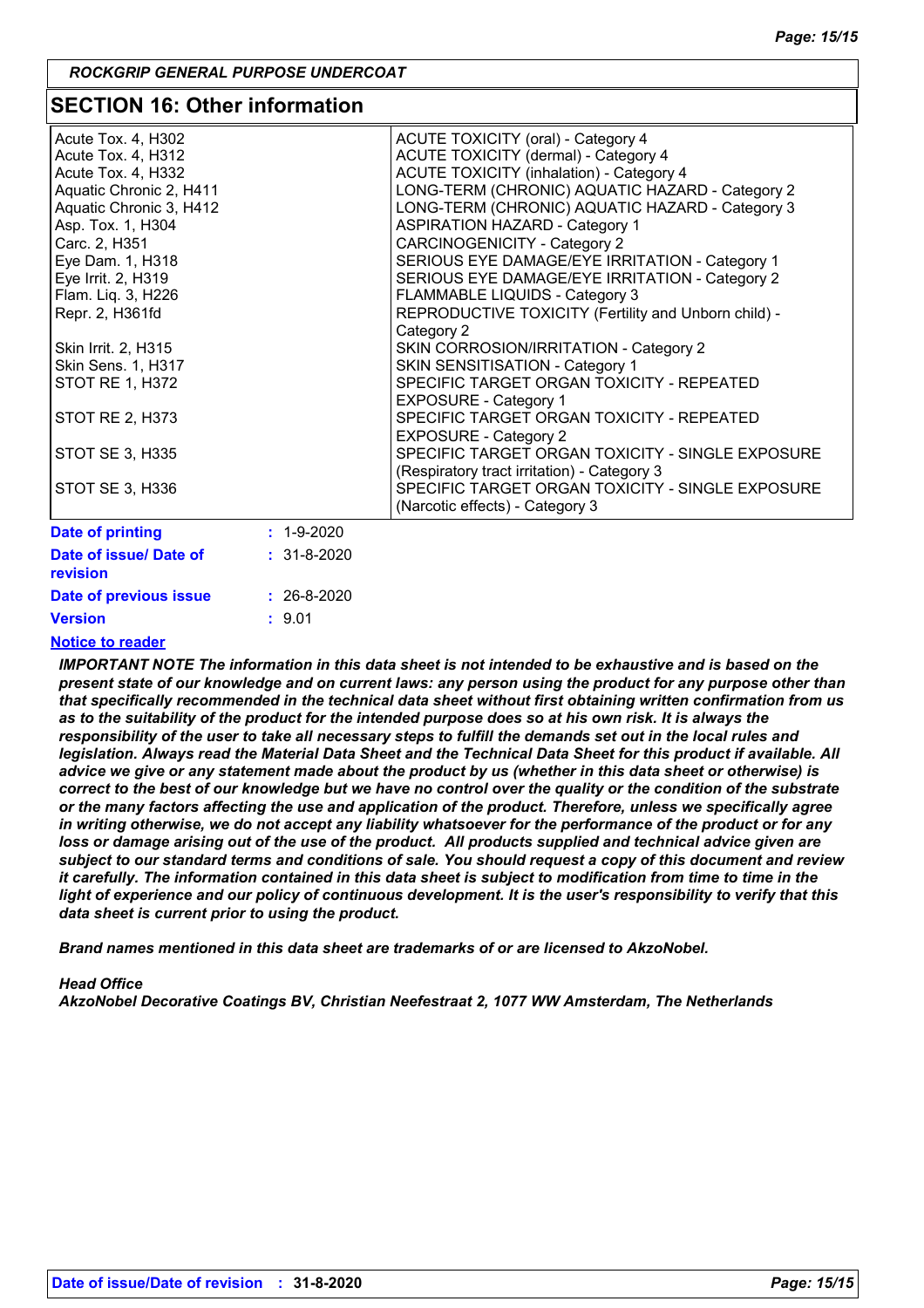## SECTION 16: Other information

| | |
|---|---|
| Acute Tox. 4, H302 | ACUTE TOXICITY (oral) - Category 4 |
| Acute Tox. 4, H312 | ACUTE TOXICITY (dermal) - Category 4 |
| Acute Tox. 4, H332 | ACUTE TOXICITY (inhalation) - Category 4 |
| Aquatic Chronic 2, H411 | LONG-TERM (CHRONIC) AQUATIC HAZARD - Category 2 |
| Aquatic Chronic 3, H412 | LONG-TERM (CHRONIC) AQUATIC HAZARD - Category 3 |
| Asp. Tox. 1, H304 | ASPIRATION HAZARD - Category 1 |
| Carc. 2, H351 | CARCINOGENICITY - Category 2 |
| Eye Dam. 1, H318 | SERIOUS EYE DAMAGE/EYE IRRITATION - Category 1 |
| Eye Irrit. 2, H319 | SERIOUS EYE DAMAGE/EYE IRRITATION - Category 2 |
| Flam. Liq. 3, H226 | FLAMMABLE LIQUIDS - Category 3 |
| Repr. 2, H361fd | REPRODUCTIVE TOXICITY (Fertility and Unborn child) - Category 2 |
| Skin Irrit. 2, H315 | SKIN CORROSION/IRRITATION - Category 2 |
| Skin Sens. 1, H317 | SKIN SENSITISATION - Category 1 |
| STOT RE 1, H372 | SPECIFIC TARGET ORGAN TOXICITY - REPEATED EXPOSURE - Category 1 |
| STOT RE 2, H373 | SPECIFIC TARGET ORGAN TOXICITY - REPEATED EXPOSURE - Category 2 |
| STOT SE 3, H335 | SPECIFIC TARGET ORGAN TOXICITY - SINGLE EXPOSURE (Respiratory tract irritation) - Category 3 |
| STOT SE 3, H336 | SPECIFIC TARGET ORGAN TOXICITY - SINGLE EXPOSURE (Narcotic effects) - Category 3 |

**Date of printing** : 1-9-2020

**Date of issue/ Date of revision** : 31-8-2020

**Date of previous issue** : 26-8-2020

**Version** : 9.01

**Notice to reader**

***IMPORTANT NOTE The information in this data sheet is not intended to be exhaustive and is based on the present state of our knowledge and on current laws: any person using the product for any purpose other than that specifically recommended in the technical data sheet without first obtaining written confirmation from us as to the suitability of the product for the intended purpose does so at his own risk. It is always the responsibility of the user to take all necessary steps to fulfill the demands set out in the local rules and legislation. Always read the Material Data Sheet and the Technical Data Sheet for this product if available. All advice we give or any statement made about the product by us (whether in this data sheet or otherwise) is correct to the best of our knowledge but we have no control over the quality or the condition of the substrate or the many factors affecting the use and application of the product. Therefore, unless we specifically agree in writing otherwise, we do not accept any liability whatsoever for the performance of the product or for any loss or damage arising out of the use of the product. All products supplied and technical advice given are subject to our standard terms and conditions of sale. You should request a copy of this document and review it carefully. The information contained in this data sheet is subject to modification from time to time in the light of experience and our policy of continuous development. It is the user's responsibility to verify that this data sheet is current prior to using the product.***

***Brand names mentioned in this data sheet are trademarks of or are licensed to AkzoNobel.***

***Head Office***
***AkzoNobel Decorative Coatings BV, Christian Neefestraat 2, 1077 WW Amsterdam, The Netherlands***